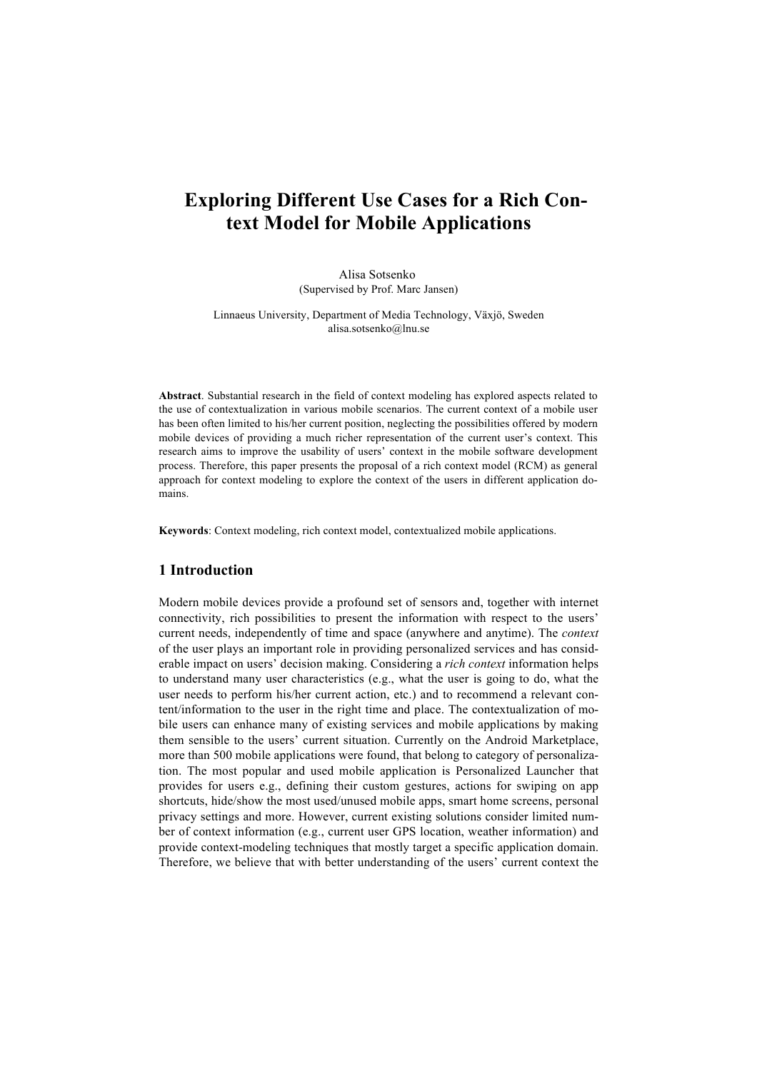# Exploring Different Use Cases for a Rich Context Model for Mobile Applications

Alisa Sotsenko
(Supervised by Prof. Marc Jansen)

Linnaeus University, Department of Media Technology, Växjö, Sweden
alisa.sotsenko@lnu.se

**Abstract**. Substantial research in the field of context modeling has explored aspects related to the use of contextualization in various mobile scenarios. The current context of a mobile user has been often limited to his/her current position, neglecting the possibilities offered by modern mobile devices of providing a much richer representation of the current user's context. This research aims to improve the usability of users' context in the mobile software development process. Therefore, this paper presents the proposal of a rich context model (RCM) as general approach for context modeling to explore the context of the users in different application domains.

**Keywords**: Context modeling, rich context model, contextualized mobile applications.

## 1 Introduction

Modern mobile devices provide a profound set of sensors and, together with internet connectivity, rich possibilities to present the information with respect to the users' current needs, independently of time and space (anywhere and anytime). The *context* of the user plays an important role in providing personalized services and has considerable impact on users' decision making. Considering a *rich context* information helps to understand many user characteristics (e.g., what the user is going to do, what the user needs to perform his/her current action, etc.) and to recommend a relevant content/information to the user in the right time and place. The contextualization of mobile users can enhance many of existing services and mobile applications by making them sensible to the users' current situation. Currently on the Android Marketplace, more than 500 mobile applications were found, that belong to category of personalization. The most popular and used mobile application is Personalized Launcher that provides for users e.g., defining their custom gestures, actions for swiping on app shortcuts, hide/show the most used/unused mobile apps, smart home screens, personal privacy settings and more. However, current existing solutions consider limited number of context information (e.g., current user GPS location, weather information) and provide context-modeling techniques that mostly target a specific application domain. Therefore, we believe that with better understanding of the users' current context the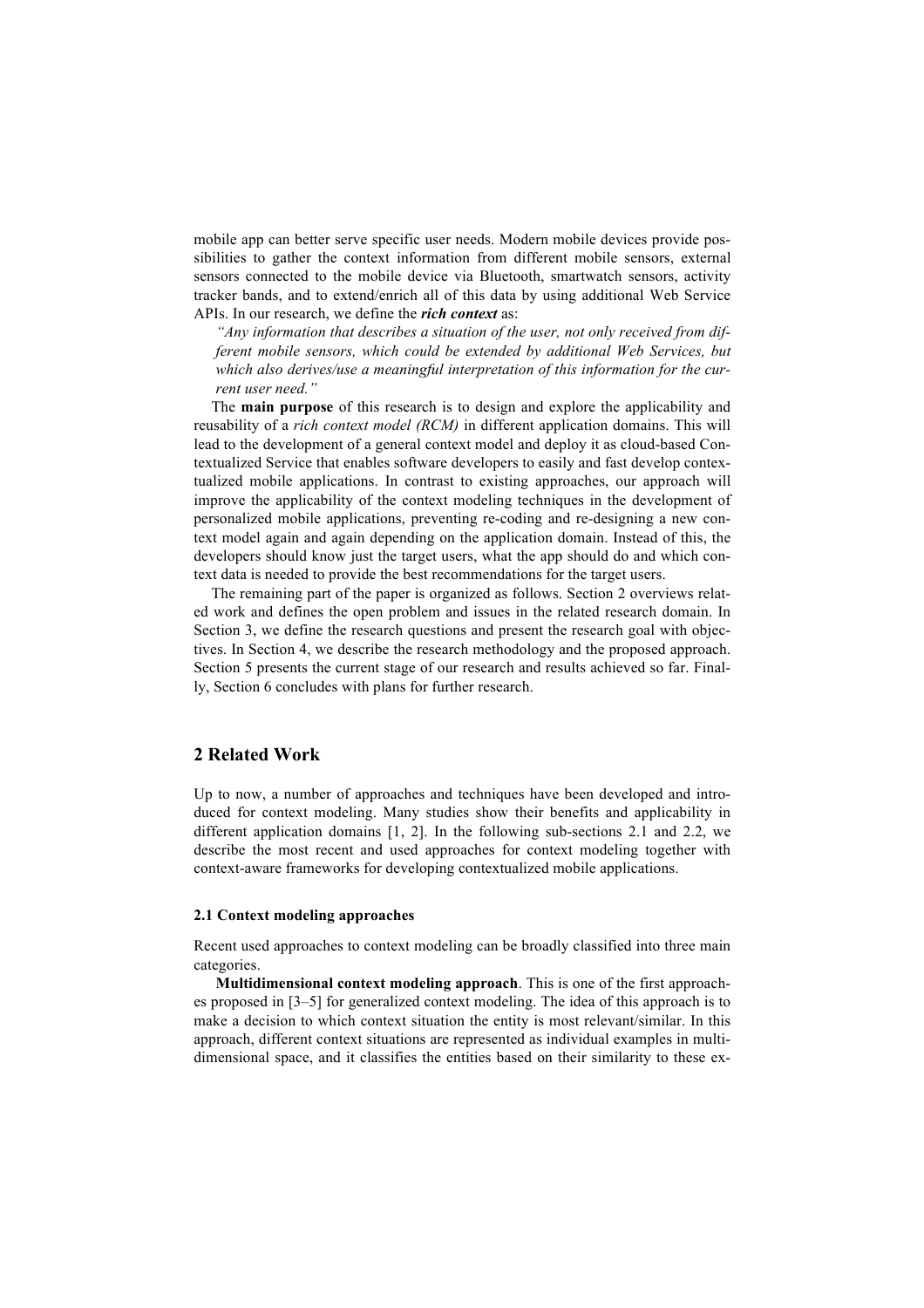mobile app can better serve specific user needs. Modern mobile devices provide possibilities to gather the context information from different mobile sensors, external sensors connected to the mobile device via Bluetooth, smartwatch sensors, activity tracker bands, and to extend/enrich all of this data by using additional Web Service APIs. In our research, we define the ***rich context*** as:

> *"Any information that describes a situation of the user, not only received from different mobile sensors, which could be extended by additional Web Services, but which also derives/use a meaningful interpretation of this information for the current user need."*

The **main purpose** of this research is to design and explore the applicability and reusability of a *rich context model (RCM)* in different application domains. This will lead to the development of a general context model and deploy it as cloud-based Contextualized Service that enables software developers to easily and fast develop contextualized mobile applications. In contrast to existing approaches, our approach will improve the applicability of the context modeling techniques in the development of personalized mobile applications, preventing re-coding and re-designing a new context model again and again depending on the application domain. Instead of this, the developers should know just the target users, what the app should do and which context data is needed to provide the best recommendations for the target users.

The remaining part of the paper is organized as follows. Section 2 overviews related work and defines the open problem and issues in the related research domain. In Section 3, we define the research questions and present the research goal with objectives. In Section 4, we describe the research methodology and the proposed approach. Section 5 presents the current stage of our research and results achieved so far. Finally, Section 6 concludes with plans for further research.

## 2 Related Work

Up to now, a number of approaches and techniques have been developed and introduced for context modeling. Many studies show their benefits and applicability in different application domains [1, 2]. In the following sub-sections 2.1 and 2.2, we describe the most recent and used approaches for context modeling together with context-aware frameworks for developing contextualized mobile applications.

### 2.1 Context modeling approaches

Recent used approaches to context modeling can be broadly classified into three main categories.

**Multidimensional context modeling approach**. This is one of the first approaches proposed in [3–5] for generalized context modeling. The idea of this approach is to make a decision to which context situation the entity is most relevant/similar. In this approach, different context situations are represented as individual examples in multidimensional space, and it classifies the entities based on their similarity to these ex-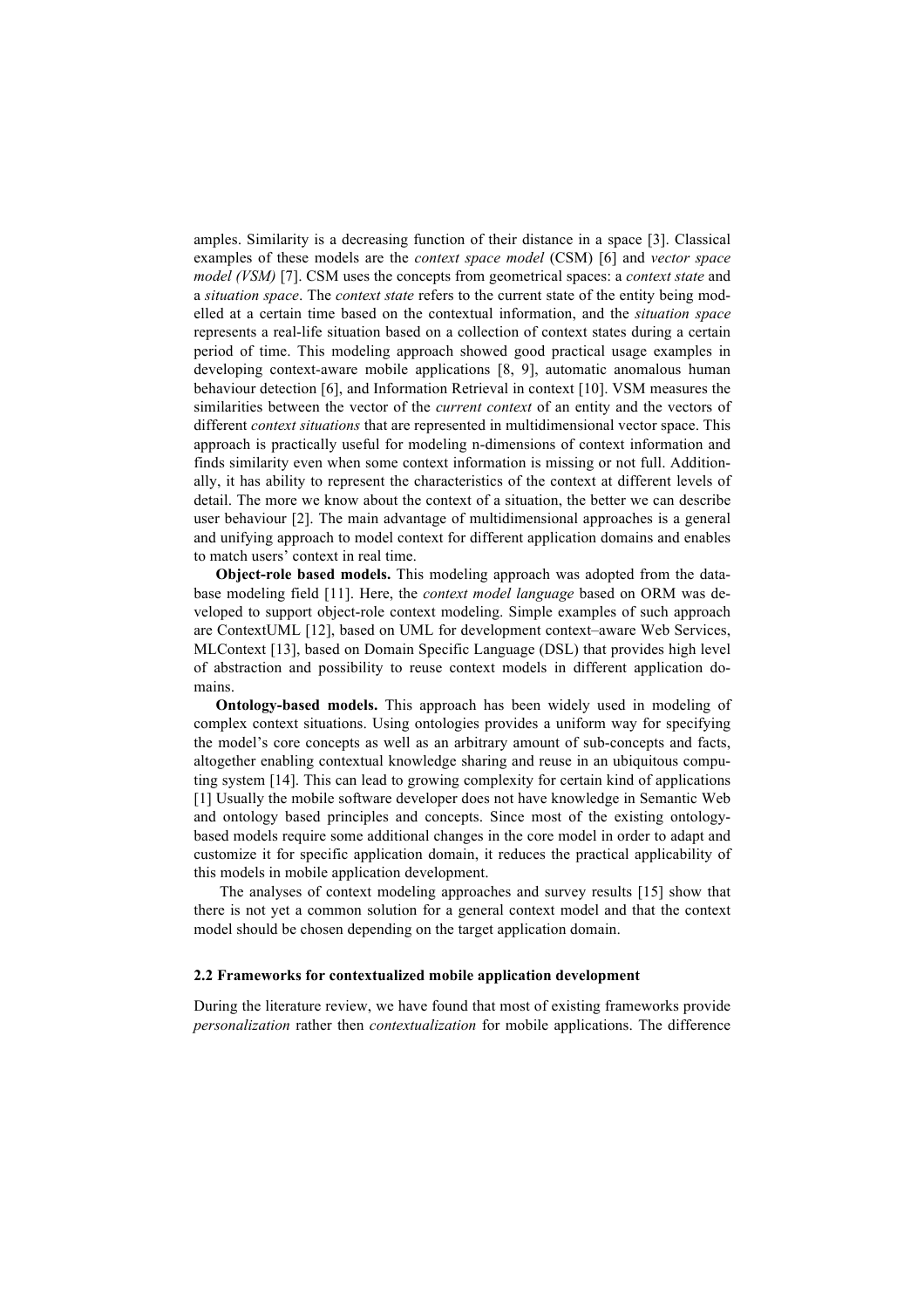amples. Similarity is a decreasing function of their distance in a space [3]. Classical examples of these models are the *context space model* (CSM) [6] and *vector space model (VSM)* [7]. CSM uses the concepts from geometrical spaces: a *context state* and a *situation space*. The *context state* refers to the current state of the entity being modelled at a certain time based on the contextual information, and the *situation space* represents a real-life situation based on a collection of context states during a certain period of time. This modeling approach showed good practical usage examples in developing context-aware mobile applications [8, 9], automatic anomalous human behaviour detection [6], and Information Retrieval in context [10]. VSM measures the similarities between the vector of the *current context* of an entity and the vectors of different *context situations* that are represented in multidimensional vector space. This approach is practically useful for modeling n-dimensions of context information and finds similarity even when some context information is missing or not full. Additionally, it has ability to represent the characteristics of the context at different levels of detail. The more we know about the context of a situation, the better we can describe user behaviour [2]. The main advantage of multidimensional approaches is a general and unifying approach to model context for different application domains and enables to match users' context in real time.

**Object-role based models.** This modeling approach was adopted from the database modeling field [11]. Here, the *context model language* based on ORM was developed to support object-role context modeling. Simple examples of such approach are ContextUML [12], based on UML for development context–aware Web Services, MLContext [13], based on Domain Specific Language (DSL) that provides high level of abstraction and possibility to reuse context models in different application domains.

**Ontology-based models.** This approach has been widely used in modeling of complex context situations. Using ontologies provides a uniform way for specifying the model's core concepts as well as an arbitrary amount of sub-concepts and facts, altogether enabling contextual knowledge sharing and reuse in an ubiquitous computing system [14]. This can lead to growing complexity for certain kind of applications [1] Usually the mobile software developer does not have knowledge in Semantic Web and ontology based principles and concepts. Since most of the existing ontology-based models require some additional changes in the core model in order to adapt and customize it for specific application domain, it reduces the practical applicability of this models in mobile application development.

The analyses of context modeling approaches and survey results [15] show that there is not yet a common solution for a general context model and that the context model should be chosen depending on the target application domain.

### 2.2 Frameworks for contextualized mobile application development

During the literature review, we have found that most of existing frameworks provide *personalization* rather then *contextualization* for mobile applications. The difference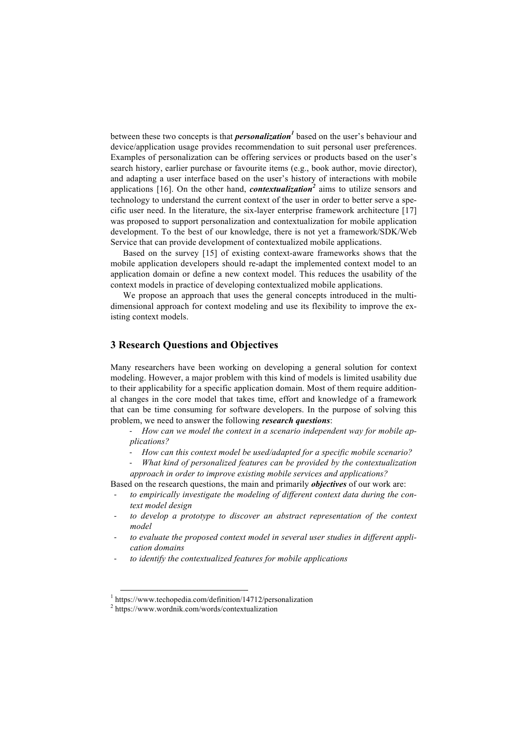between these two concepts is that ***personalization***[1] based on the user's behaviour and device/application usage provides recommendation to suit personal user preferences. Examples of personalization can be offering services or products based on the user's search history, earlier purchase or favourite items (e.g., book author, movie director), and adapting a user interface based on the user's history of interactions with mobile applications [16]. On the other hand, ***contextualization***[2] aims to utilize sensors and technology to understand the current context of the user in order to better serve a specific user need. In the literature, the six-layer enterprise framework architecture [17] was proposed to support personalization and contextualization for mobile application development. To the best of our knowledge, there is not yet a framework/SDK/Web Service that can provide development of contextualized mobile applications.

Based on the survey [15] of existing context-aware frameworks shows that the mobile application developers should re-adapt the implemented context model to an application domain or define a new context model. This reduces the usability of the context models in practice of developing contextualized mobile applications.

We propose an approach that uses the general concepts introduced in the multi-dimensional approach for context modeling and use its flexibility to improve the existing context models.

## 3 Research Questions and Objectives

Many researchers have been working on developing a general solution for context modeling. However, a major problem with this kind of models is limited usability due to their applicability for a specific application domain. Most of them require additional changes in the core model that takes time, effort and knowledge of a framework that can be time consuming for software developers. In the purpose of solving this problem, we need to answer the following ***research questions***:

- *How can we model the context in a scenario independent way for mobile applications?*
- *How can this context model be used/adapted for a specific mobile scenario?*
- *What kind of personalized features can be provided by the contextualization approach in order to improve existing mobile services and applications?*

Based on the research questions, the main and primarily ***objectives*** of our work are:

- *to empirically investigate the modeling of different context data during the context model design*
- *to develop a prototype to discover an abstract representation of the context model*
- *to evaluate the proposed context model in several user studies in different application domains*
- *to identify the contextualized features for mobile applications*

[1] https://www.techopedia.com/definition/14712/personalization
[2] https://www.wordnik.com/words/contextualization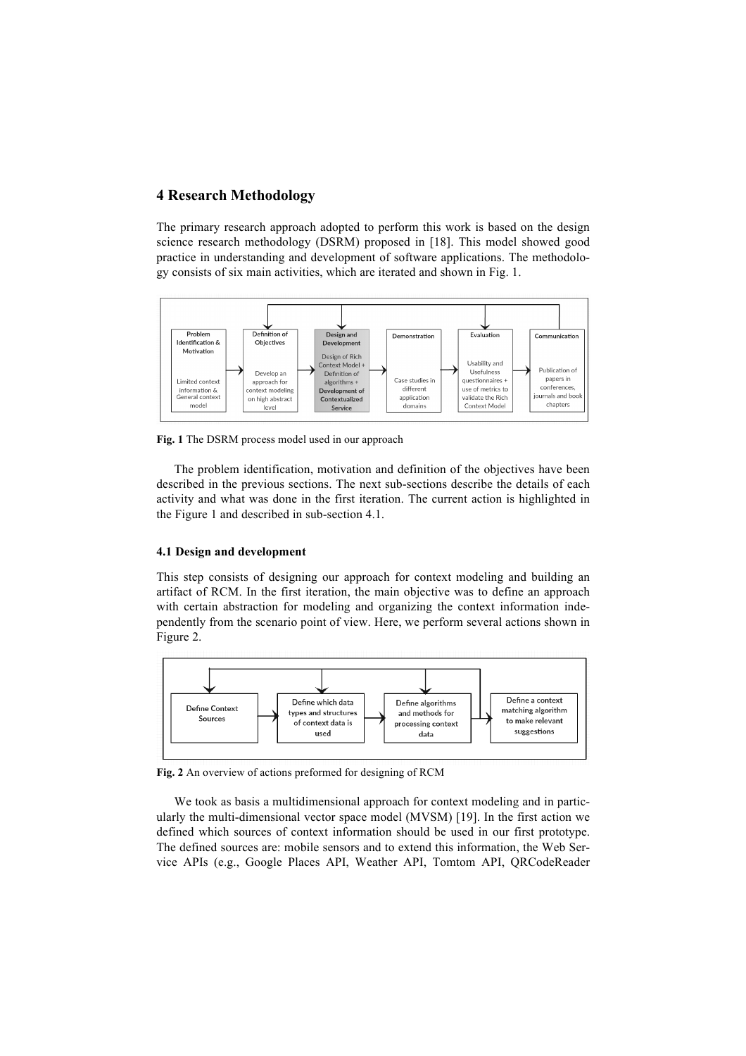## 4 Research Methodology

The primary research approach adopted to perform this work is based on the design science research methodology (DSRM) proposed in [18]. This model showed good practice in understanding and development of software applications. The methodology consists of six main activities, which are iterated and shown in Fig. 1.

**Fig. 1** The DSRM process model used in our approach

The problem identification, motivation and definition of the objectives have been described in the previous sections. The next sub-sections describe the details of each activity and what was done in the first iteration. The current action is highlighted in the Figure 1 and described in sub-section 4.1.

### 4.1 Design and development

This step consists of designing our approach for context modeling and building an artifact of RCM. In the first iteration, the main objective was to define an approach with certain abstraction for modeling and organizing the context information independently from the scenario point of view. Here, we perform several actions shown in Figure 2.

**Fig. 2** An overview of actions preformed for designing of RCM

We took as basis a multidimensional approach for context modeling and in particularly the multi-dimensional vector space model (MVSM) [19]. In the first action we defined which sources of context information should be used in our first prototype. The defined sources are: mobile sensors and to extend this information, the Web Service APIs (e.g., Google Places API, Weather API, Tomtom API, QRCodeReader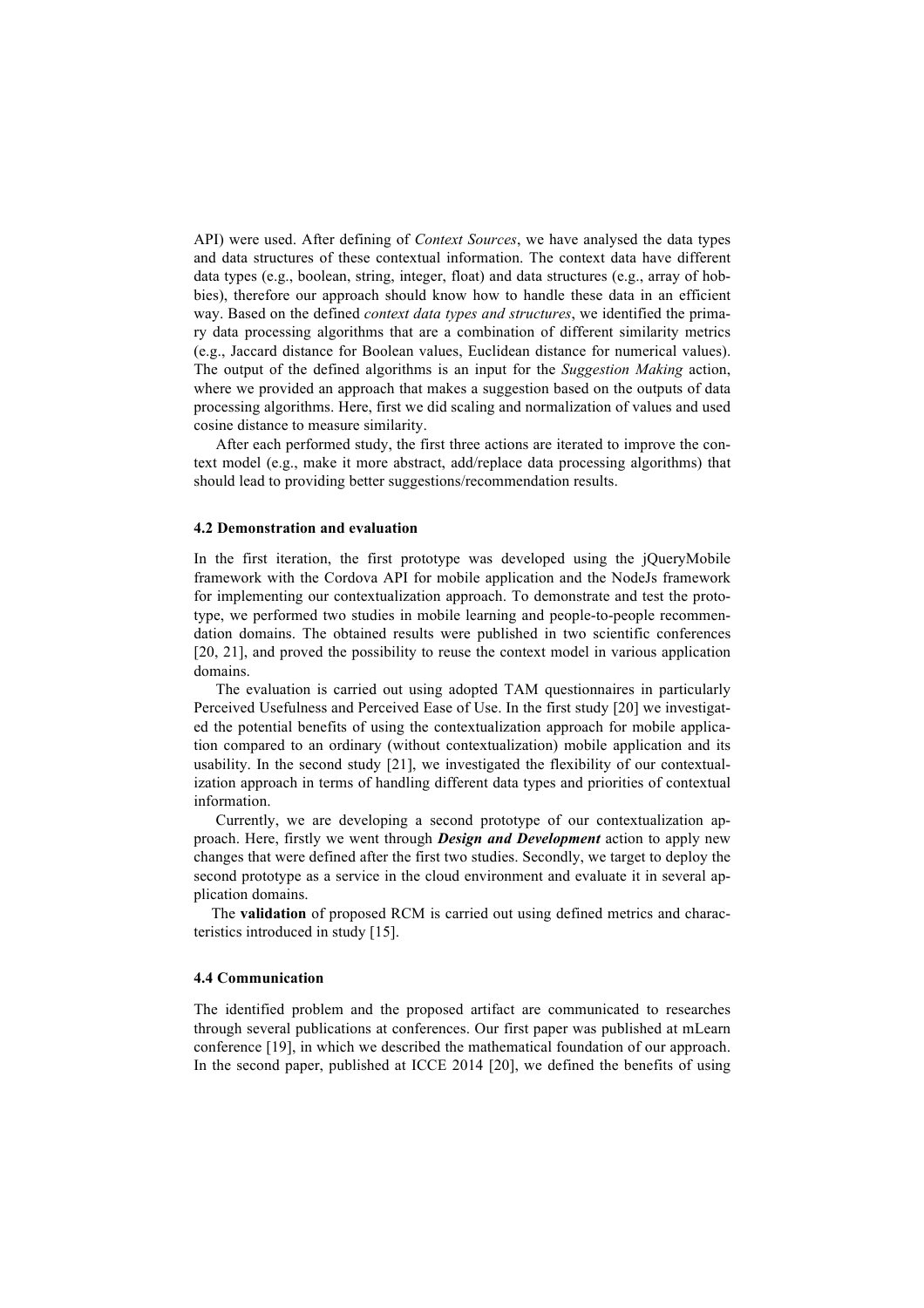API) were used. After defining of *Context Sources*, we have analysed the data types and data structures of these contextual information. The context data have different data types (e.g., boolean, string, integer, float) and data structures (e.g., array of hobbies), therefore our approach should know how to handle these data in an efficient way. Based on the defined *context data types and structures*, we identified the primary data processing algorithms that are a combination of different similarity metrics (e.g., Jaccard distance for Boolean values, Euclidean distance for numerical values). The output of the defined algorithms is an input for the *Suggestion Making* action, where we provided an approach that makes a suggestion based on the outputs of data processing algorithms. Here, first we did scaling and normalization of values and used cosine distance to measure similarity.

After each performed study, the first three actions are iterated to improve the context model (e.g., make it more abstract, add/replace data processing algorithms) that should lead to providing better suggestions/recommendation results.

#### 4.2 Demonstration and evaluation

In the first iteration, the first prototype was developed using the jQueryMobile framework with the Cordova API for mobile application and the NodeJs framework for implementing our contextualization approach. To demonstrate and test the prototype, we performed two studies in mobile learning and people-to-people recommendation domains. The obtained results were published in two scientific conferences [20, 21], and proved the possibility to reuse the context model in various application domains.

The evaluation is carried out using adopted TAM questionnaires in particularly Perceived Usefulness and Perceived Ease of Use. In the first study [20] we investigated the potential benefits of using the contextualization approach for mobile application compared to an ordinary (without contextualization) mobile application and its usability. In the second study [21], we investigated the flexibility of our contextualization approach in terms of handling different data types and priorities of contextual information.

Currently, we are developing a second prototype of our contextualization approach. Here, firstly we went through ***Design and Development*** action to apply new changes that were defined after the first two studies. Secondly, we target to deploy the second prototype as a service in the cloud environment and evaluate it in several application domains.

The **validation** of proposed RCM is carried out using defined metrics and characteristics introduced in study [15].

#### 4.4 Communication

The identified problem and the proposed artifact are communicated to researches through several publications at conferences. Our first paper was published at mLearn conference [19], in which we described the mathematical foundation of our approach. In the second paper, published at ICCE 2014 [20], we defined the benefits of using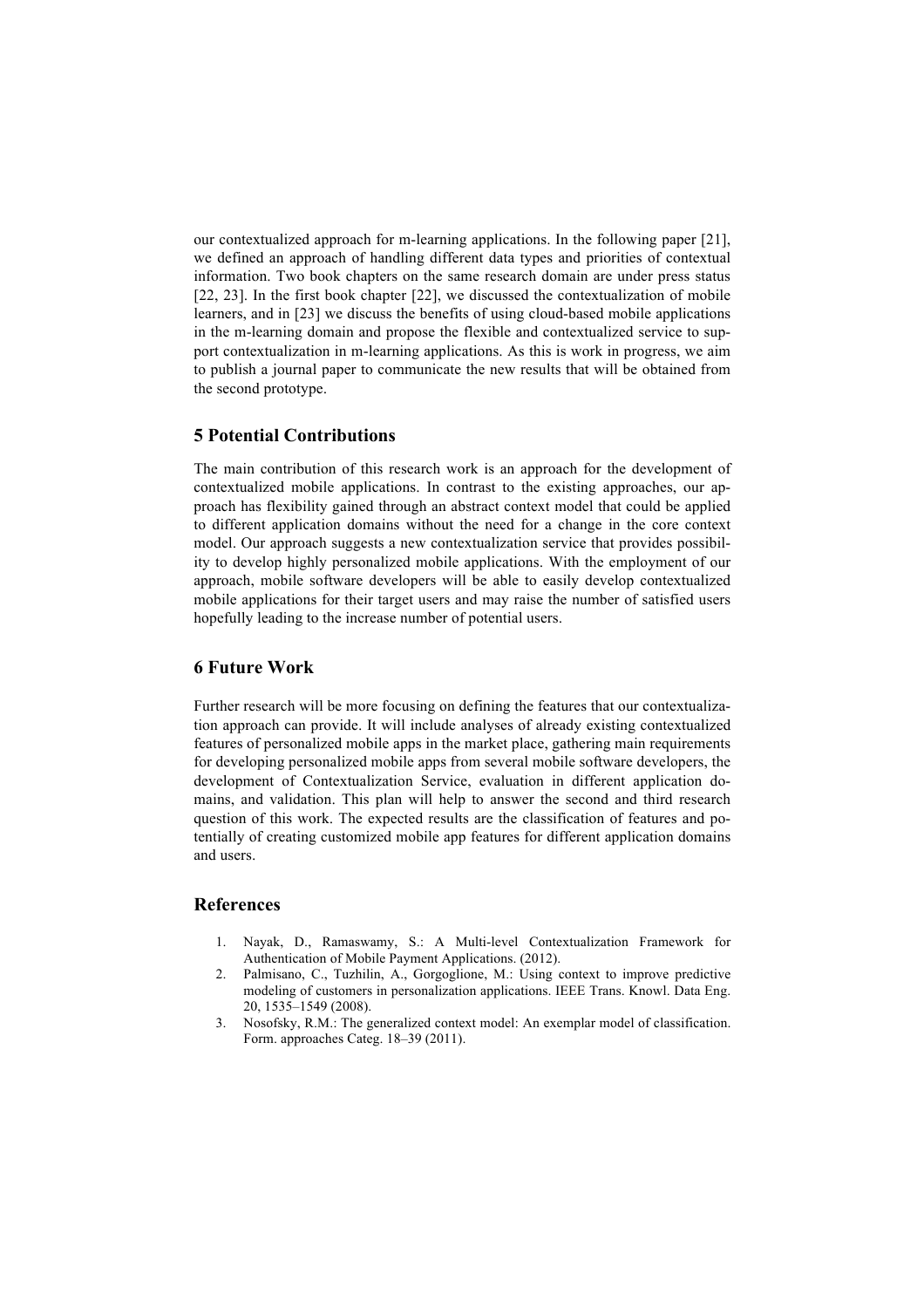our contextualized approach for m-learning applications. In the following paper [21], we defined an approach of handling different data types and priorities of contextual information. Two book chapters on the same research domain are under press status [22, 23]. In the first book chapter [22], we discussed the contextualization of mobile learners, and in [23] we discuss the benefits of using cloud-based mobile applications in the m-learning domain and propose the flexible and contextualized service to support contextualization in m-learning applications. As this is work in progress, we aim to publish a journal paper to communicate the new results that will be obtained from the second prototype.

## 5 Potential Contributions

The main contribution of this research work is an approach for the development of contextualized mobile applications. In contrast to the existing approaches, our approach has flexibility gained through an abstract context model that could be applied to different application domains without the need for a change in the core context model. Our approach suggests a new contextualization service that provides possibility to develop highly personalized mobile applications. With the employment of our approach, mobile software developers will be able to easily develop contextualized mobile applications for their target users and may raise the number of satisfied users hopefully leading to the increase number of potential users.

## 6 Future Work

Further research will be more focusing on defining the features that our contextualization approach can provide. It will include analyses of already existing contextualized features of personalized mobile apps in the market place, gathering main requirements for developing personalized mobile apps from several mobile software developers, the development of Contextualization Service, evaluation in different application domains, and validation. This plan will help to answer the second and third research question of this work. The expected results are the classification of features and potentially of creating customized mobile app features for different application domains and users.

## References

1. Nayak, D., Ramaswamy, S.: A Multi-level Contextualization Framework for Authentication of Mobile Payment Applications. (2012).
2. Palmisano, C., Tuzhilin, A., Gorgoglione, M.: Using context to improve predictive modeling of customers in personalization applications. IEEE Trans. Knowl. Data Eng. 20, 1535–1549 (2008).
3. Nosofsky, R.M.: The generalized context model: An exemplar model of classification. Form. approaches Categ. 18–39 (2011).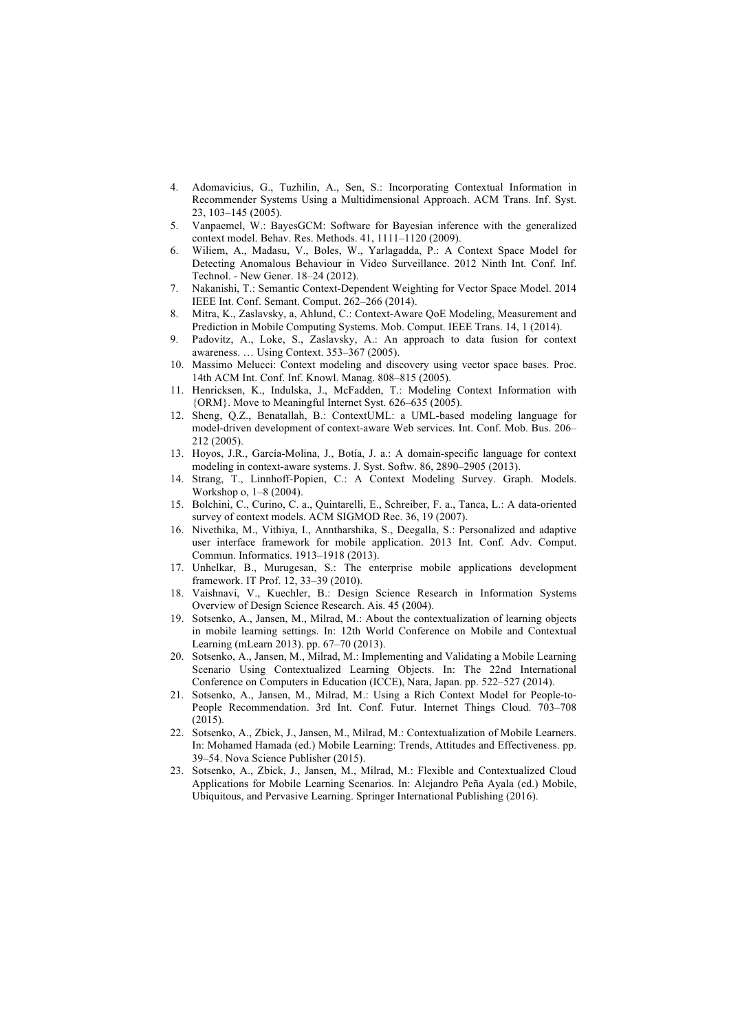4. Adomavicius, G., Tuzhilin, A., Sen, S.: Incorporating Contextual Information in Recommender Systems Using a Multidimensional Approach. ACM Trans. Inf. Syst. 23, 103–145 (2005).
5. Vanpaemel, W.: BayesGCM: Software for Bayesian inference with the generalized context model. Behav. Res. Methods. 41, 1111–1120 (2009).
6. Wiliem, A., Madasu, V., Boles, W., Yarlagadda, P.: A Context Space Model for Detecting Anomalous Behaviour in Video Surveillance. 2012 Ninth Int. Conf. Inf. Technol. - New Gener. 18–24 (2012).
7. Nakanishi, T.: Semantic Context-Dependent Weighting for Vector Space Model. 2014 IEEE Int. Conf. Semant. Comput. 262–266 (2014).
8. Mitra, K., Zaslavsky, a, Ahlund, C.: Context-Aware QoE Modeling, Measurement and Prediction in Mobile Computing Systems. Mob. Comput. IEEE Trans. 14, 1 (2014).
9. Padovitz, A., Loke, S., Zaslavsky, A.: An approach to data fusion for context awareness. … Using Context. 353–367 (2005).
10. Massimo Melucci: Context modeling and discovery using vector space bases. Proc. 14th ACM Int. Conf. Inf. Knowl. Manag. 808–815 (2005).
11. Henricksen, K., Indulska, J., McFadden, T.: Modeling Context Information with {ORM}. Move to Meaningful Internet Syst. 626–635 (2005).
12. Sheng, Q.Z., Benatallah, B.: ContextUML: a UML-based modeling language for model-driven development of context-aware Web services. Int. Conf. Mob. Bus. 206–212 (2005).
13. Hoyos, J.R., García-Molina, J., Botía, J. a.: A domain-specific language for context modeling in context-aware systems. J. Syst. Softw. 86, 2890–2905 (2013).
14. Strang, T., Linnhoff-Popien, C.: A Context Modeling Survey. Graph. Models. Workshop o, 1–8 (2004).
15. Bolchini, C., Curino, C. a., Quintarelli, E., Schreiber, F. a., Tanca, L.: A data-oriented survey of context models. ACM SIGMOD Rec. 36, 19 (2007).
16. Nivethika, M., Vithiya, I., Anntharshika, S., Deegalla, S.: Personalized and adaptive user interface framework for mobile application. 2013 Int. Conf. Adv. Comput. Commun. Informatics. 1913–1918 (2013).
17. Unhelkar, B., Murugesan, S.: The enterprise mobile applications development framework. IT Prof. 12, 33–39 (2010).
18. Vaishnavi, V., Kuechler, B.: Design Science Research in Information Systems Overview of Design Science Research. Ais. 45 (2004).
19. Sotsenko, A., Jansen, M., Milrad, M.: About the contextualization of learning objects in mobile learning settings. In: 12th World Conference on Mobile and Contextual Learning (mLearn 2013). pp. 67–70 (2013).
20. Sotsenko, A., Jansen, M., Milrad, M.: Implementing and Validating a Mobile Learning Scenario Using Contextualized Learning Objects. In: The 22nd International Conference on Computers in Education (ICCE), Nara, Japan. pp. 522–527 (2014).
21. Sotsenko, A., Jansen, M., Milrad, M.: Using a Rich Context Model for People-to-People Recommendation. 3rd Int. Conf. Futur. Internet Things Cloud. 703–708 (2015).
22. Sotsenko, A., Zbick, J., Jansen, M., Milrad, M.: Contextualization of Mobile Learners. In: Mohamed Hamada (ed.) Mobile Learning: Trends, Attitudes and Effectiveness. pp. 39–54. Nova Science Publisher (2015).
23. Sotsenko, A., Zbick, J., Jansen, M., Milrad, M.: Flexible and Contextualized Cloud Applications for Mobile Learning Scenarios. In: Alejandro Peña Ayala (ed.) Mobile, Ubiquitous, and Pervasive Learning. Springer International Publishing (2016).